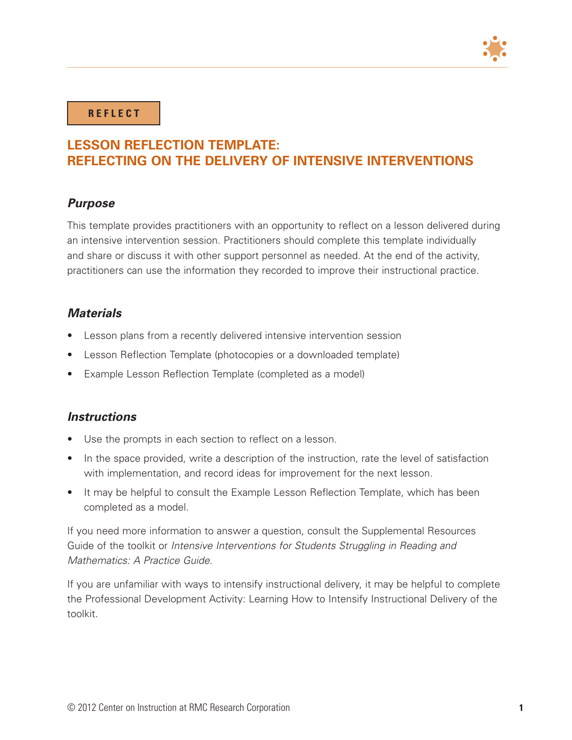**REFLECT**

# LESSON REFLECTION TEMPLATE: REFLECTING ON THE DELIVERY OF INTENSIVE INTERVENTIONS

## *Purpose*

This template provides practitioners with an opportunity to reflect on a lesson delivered during an intensive intervention session. Practitioners should complete this template individually and share or discuss it with other support personnel as needed. At the end of the activity, practitioners can use the information they recorded to improve their instructional practice.

## *Materials*

- Lesson plans from a recently delivered intensive intervention session
- Lesson Reflection Template (photocopies or a downloaded template)
- Example Lesson Reflection Template (completed as a model)

## *Instructions*

- Use the prompts in each section to reflect on a lesson.
- In the space provided, write a description of the instruction, rate the level of satisfaction with implementation, and record ideas for improvement for the next lesson.
- It may be helpful to consult the Example Lesson Reflection Template, which has been completed as a model.

If you need more information to answer a question, consult the Supplemental Resources Guide of the toolkit or *Intensive Interventions for Students Struggling in Reading and Mathematics: A Practice Guide*.

If you are unfamiliar with ways to intensify instructional delivery, it may be helpful to complete the Professional Development Activity: Learning How to Intensify Instructional Delivery of the toolkit.

© 2012 Center on Instruction at RMC Research Corporation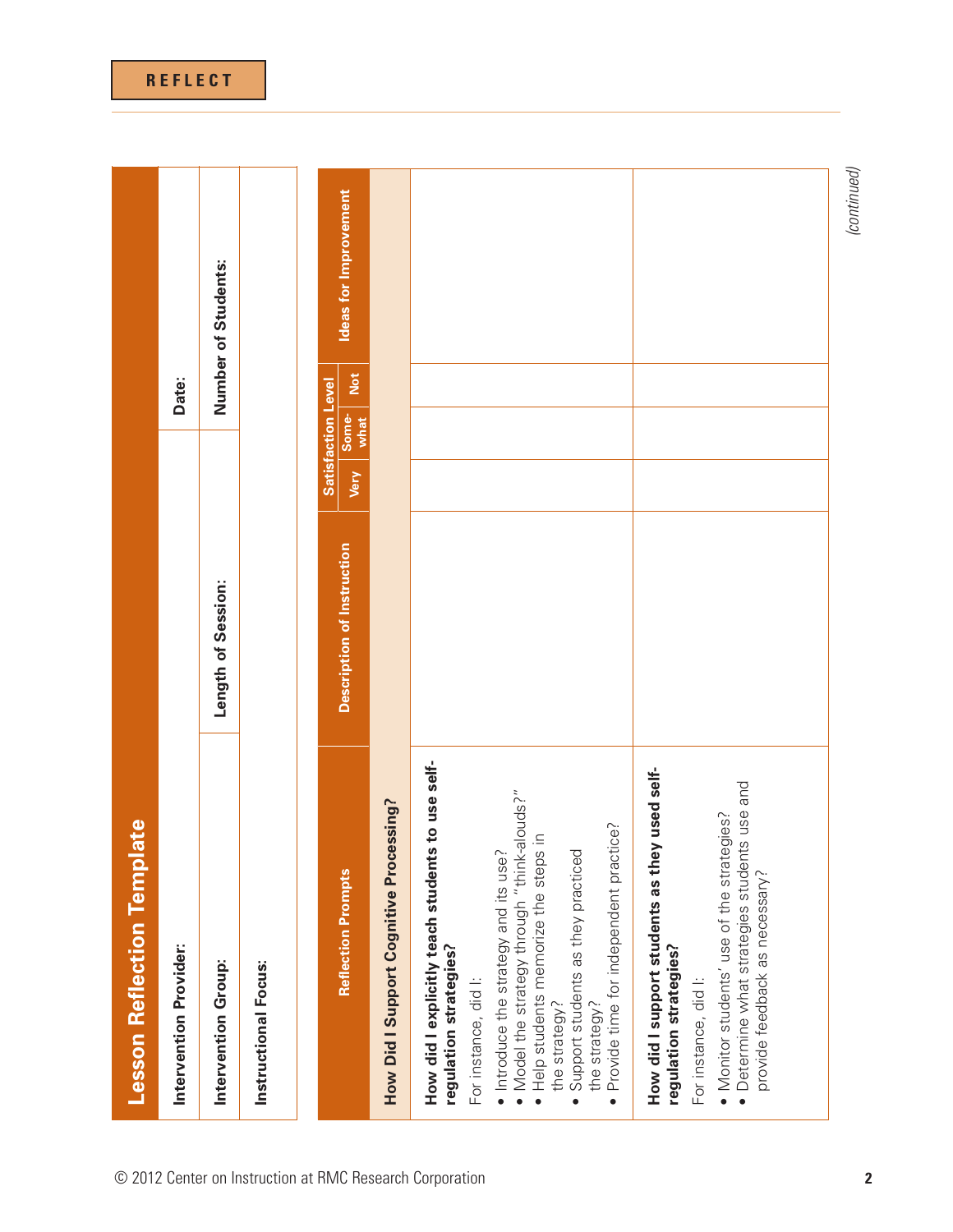REFLECT

## Lesson Reflection Template

| Intervention Provider: | | Date: |
|---|---|---|
| Intervention Group: | Length of Session: | Number of Students: |
| Instructional Focus: | | |

| Reflection Prompts | Description of Instruction | Satisfaction Level | | | Ideas for Improvement |
|---|---|---|---|---|---|
| | | Very | Some-what | Not | |
| **How Did I Support Cognitive Processing?** | | | | | |
| **How did I explicitly teach students to use self-regulation strategies?** For instance, did I: • Introduce the strategy and its use? • Model the strategy through "think-alouds?" • Help students memorize the steps in the strategy? • Support students as they practiced the strategy? • Provide time for independent practice? | | | | | |
| **How did I support students as they used self-regulation strategies?** For instance, did I: • Monitor students' use of the strategies? • Determine what strategies students use and provide feedback as necessary? | | | | | |

*(continued)*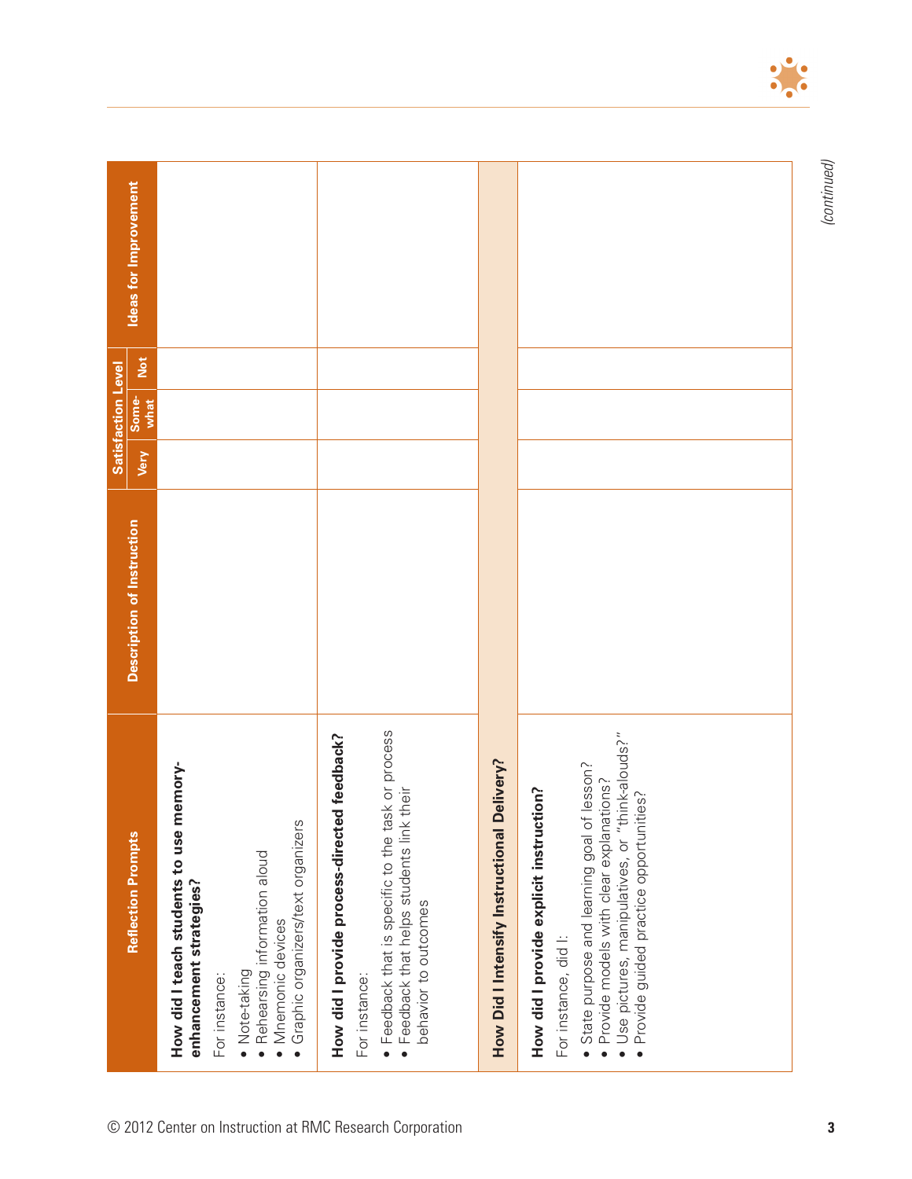| Reflection Prompts | Description of Instruction | Satisfaction Level | | | Ideas for Improvement |
|---|---|---|---|---|---|
| | | Very | Some-what | Not | |
| **How did I teach students to use memory-enhancement strategies?**<br>For instance:<br>• Note-taking<br>• Rehearsing information aloud<br>• Mnemonic devices<br>• Graphic organizers/text organizers | | | | | |
| **How did I provide process-directed feedback?**<br>For instance:<br>• Feedback that is specific to the task or process<br>• Feedback that helps students link their behavior to outcomes | | | | | |
| **How Did I Intensify Instructional Delivery?** | | | | | |
| **How did I provide explicit instruction?**<br>For instance, did I:<br>• State purpose and learning goal of lesson?<br>• Provide models with clear explanations?<br>• Use pictures, manipulatives, or "think-alouds?"<br>• Provide guided practice opportunities? | | | | | |

*(continued)*

© 2012 Center on Instruction at RMC Research Corporation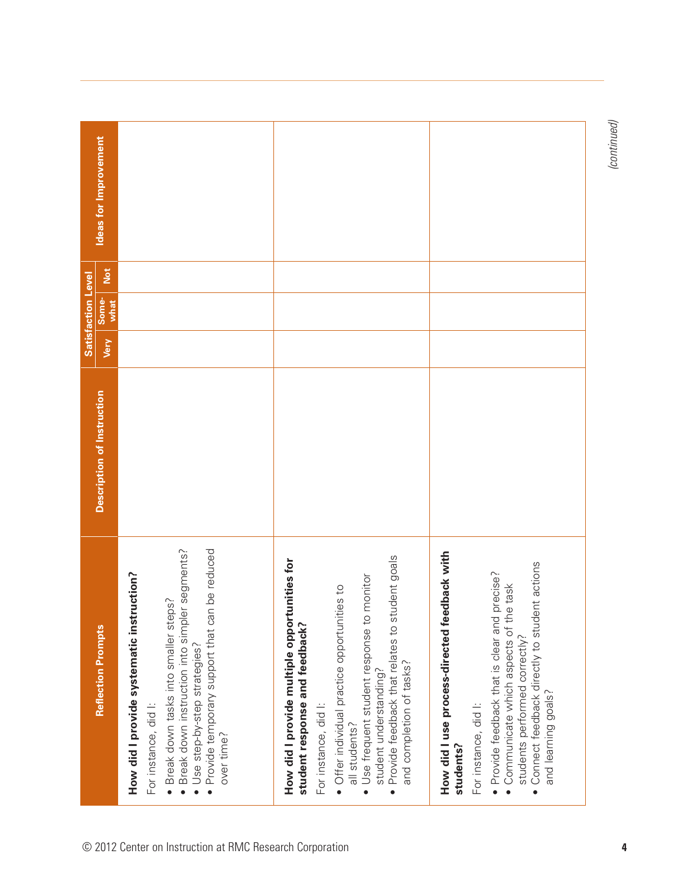| Reflection Prompts | Description of Instruction | Satisfaction Level | | | Ideas for Improvement |
|---|---|---|---|---|---|
| | | Very | Some-what | Not | |
| **How did I provide systematic instruction?**<br>For instance, did I:<br>• Break down tasks into smaller steps?<br>• Break down instruction into simpler segments?<br>• Use step-by-step strategies?<br>• Provide temporary support that can be reduced over time? | | | | | |
| **How did I provide multiple opportunities for student response and feedback?**<br>For instance, did I:<br>• Offer individual practice opportunities to all students?<br>• Use frequent student response to monitor student understanding?<br>• Provide feedback that relates to student goals and completion of tasks? | | | | | |
| **How did I use process-directed feedback with students?**<br>For instance, did I:<br>• Provide feedback that is clear and precise?<br>• Communicate which aspects of the task students performed correctly?<br>• Connect feedback directly to student actions and learning goals? | | | | | |

*(continued)*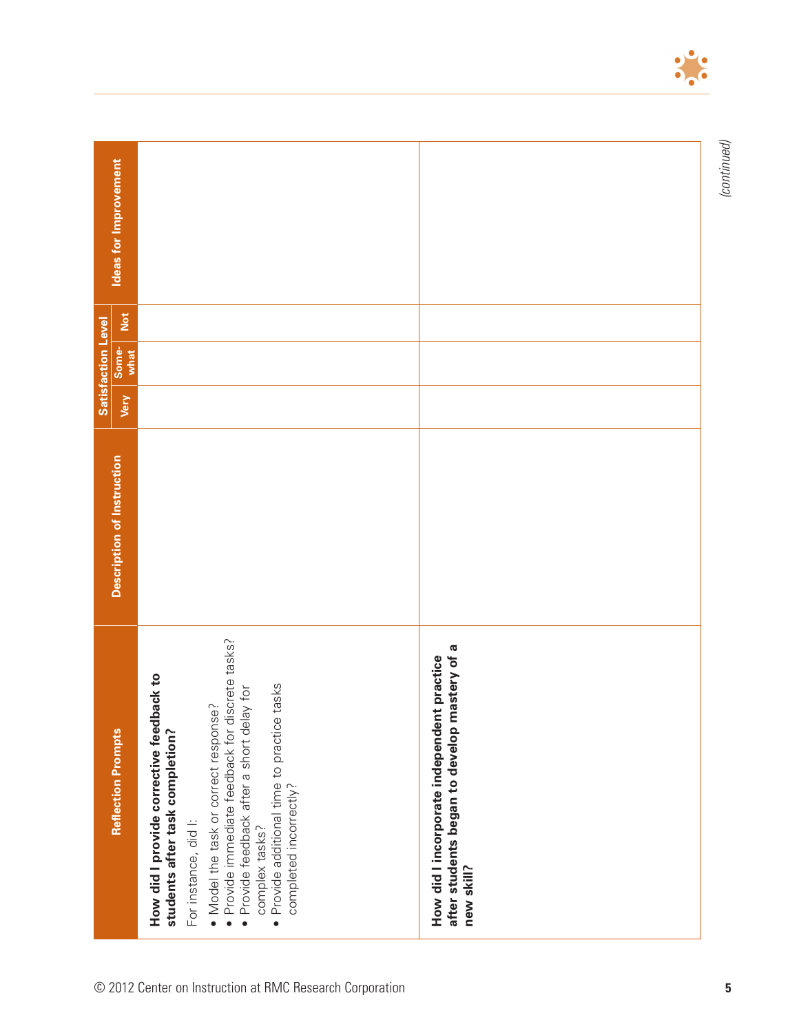| Reflection Prompts | Description of Instruction | Satisfaction Level | | | Ideas for Improvement |
|---|---|---|---|---|---|
| | | Very | Some-what | Not | |
| **How did I provide corrective feedback to students after task completion?**<br>For instance, did I:<br>• Model the task or correct response?<br>• Provide immediate feedback for discrete tasks?<br>• Provide feedback after a short delay for complex tasks?<br>• Provide additional time to practice tasks completed incorrectly? | | | | | |
| **How did I incorporate independent practice after students began to develop mastery of a new skill?** | | | | | |

*(continued)*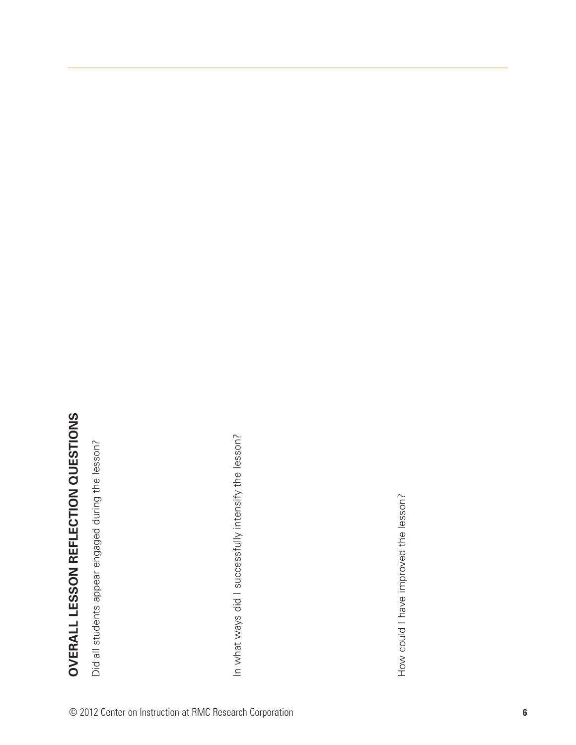## OVERALL LESSON REFLECTION QUESTIONS

Did all students appear engaged during the lesson?

In what ways did I successfully intensify the lesson?

How could I have improved the lesson?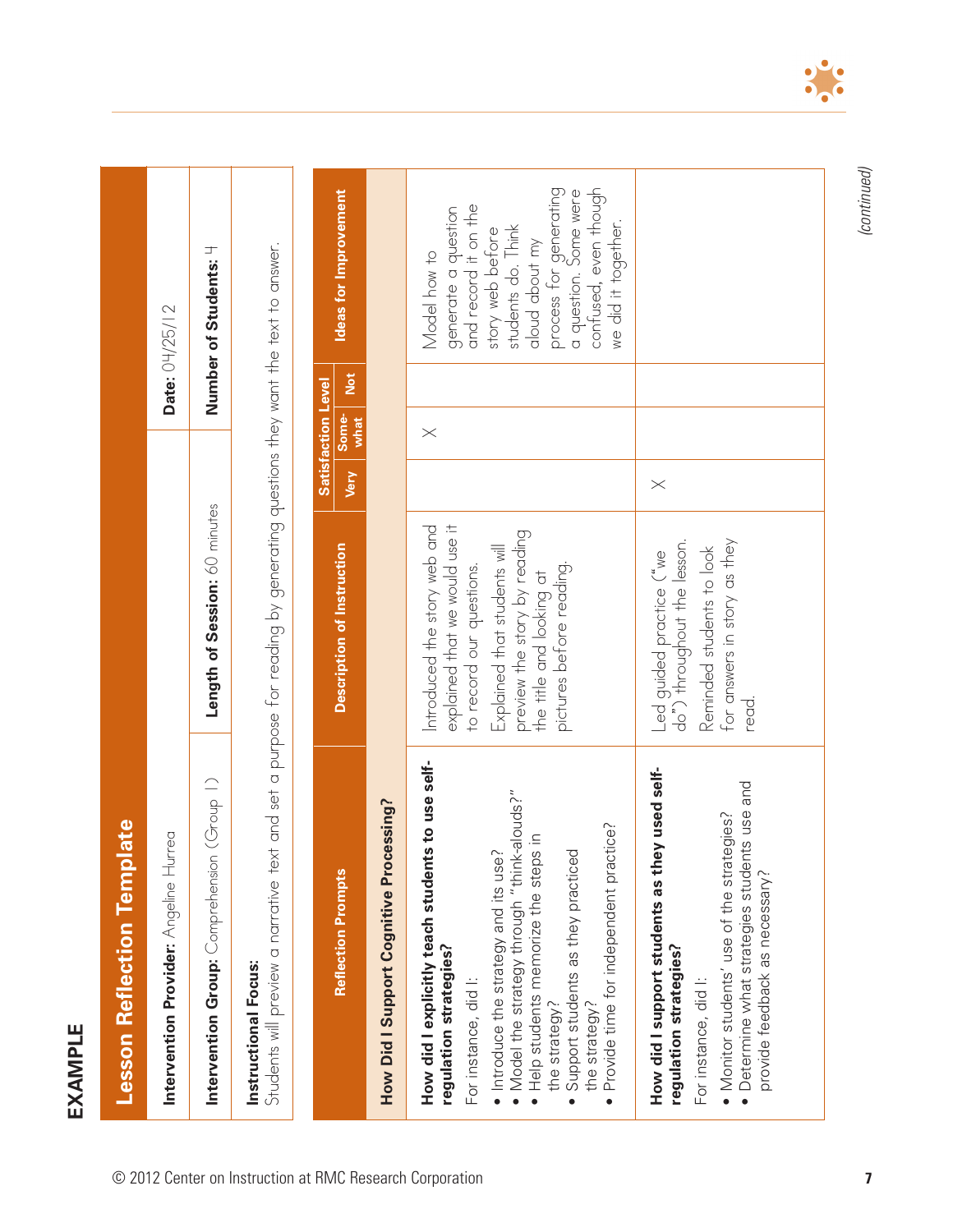EXAMPLE

# Lesson Reflection Template

| | |
|---|---|
| **Intervention Provider:** Angeline Hurrea | **Date:** 04/25/12 |
| **Intervention Group:** Comprehension (Group 1) | **Length of Session:** 60 minutes |
| **Number of Students:** 4 | |

**Instructional Focus:**
Students will preview a narrative text and set a purpose for reading by generating questions they want the text to answer.

| Reflection Prompts | Description of Instruction | Satisfaction Level | | | Ideas for Improvement |
|---|---|---|---|---|---|
| | | Very | Somewhat | Not | |
| **How Did I Support Cognitive Processing?** | | | | | |
| **How did I explicitly teach students to use self-regulation strategies?** For instance, did I: • Introduce the strategy and its use? • Model the strategy through "think-alouds?" • Help students memorize the steps in the strategy? • Support students as they practiced the strategy? • Provide time for independent practice? | Introduced the story web and explained that we would use it to record our questions. Explained that students will preview the story by reading the title and looking at pictures before reading. | | X | | Model how to generate a question and record it on the story web before students do. Think aloud about my process for generating a question. Some were confused, even though we did it together. |
| **How did I support students as they used self-regulation strategies?** For instance, did I: • Monitor students' use of the strategies? • Determine what strategies students use and provide feedback as necessary? | Led guided practice ("we do") throughout the lesson. Reminded students to look for answers in story as they read. | X | | | |

(continued)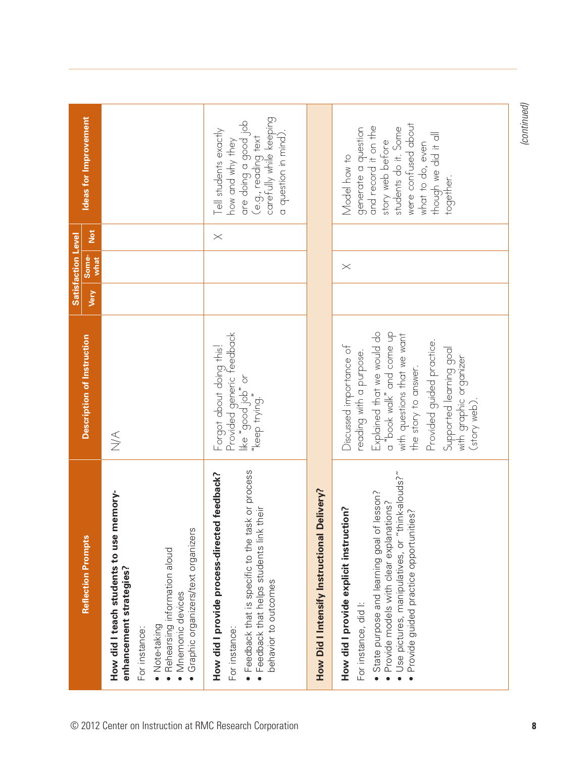| Reflection Prompts | Description of Instruction | Satisfaction Level | | | Ideas for Improvement |
|---|---|---|---|---|---|
| | | Very | Some-what | Not | |
| **How did I teach students to use memory-enhancement strategies?** For instance: • Note-taking • Rehearsing information aloud • Mnemonic devices • Graphic organizers/text organizers | N/A | | | | |
| **How did I provide process-directed feedback?** For instance: • Feedback that is specific to the task or process • Feedback that helps students link their behavior to outcomes | Forgot about doing this! Provided generic feedback like "good job" or "keep trying." | | | X | Tell students exactly how and why they are doing a good job (e.g., reading text carefully while keeping a question in mind). |
| **How Did I Intensify Instructional Delivery?** | | | | | |
| **How did I provide explicit instruction?** For instance, did I: • State purpose and learning goal of lesson? • Provide models with clear explanations? • Use pictures, manipulatives, or "think-alouds?" • Provide guided practice opportunities? | Discussed importance of reading with a purpose. Explained that we would do a "book walk" and come up with questions that we want the story to answer. Provided guided practice. Supported learning goal with graphic organizer (story web). | | X | | Model how to generate a question and record it on the story web before students do it. Some were confused about what to do, even though we did it all together. |

*(continued)*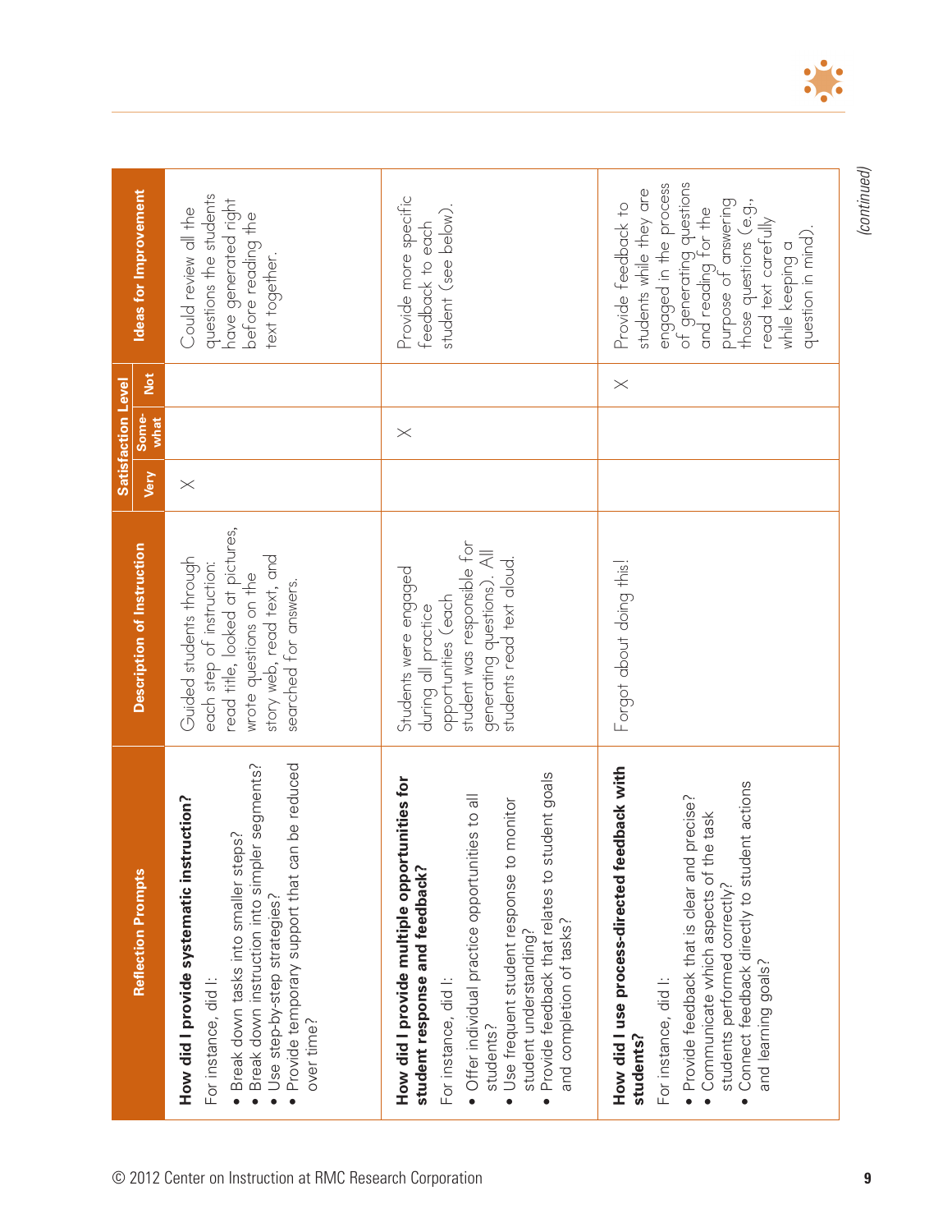| Reflection Prompts | Description of Instruction | Satisfaction Level | | | Ideas for Improvement |
|---|---|---|---|---|---|
| | | Very | Some-what | Not | |
| **How did I provide systematic instruction?**<br>For instance, did I:<br>• Break down tasks into smaller steps?<br>• Break down instruction into simpler segments?<br>• Use step-by-step strategies?<br>• Provide temporary support that can be reduced over time? | Guided students through each step of instruction: read title, looked at pictures, wrote questions on the story web, read text, and searched for answers. | X | | | Could review all the questions the students have generated right before reading the text together. |
| **How did I provide multiple opportunities for student response and feedback?**<br>For instance, did I:<br>• Offer individual practice opportunities to all students?<br>• Use frequent student response to monitor student understanding?<br>• Provide feedback that relates to student goals and completion of tasks? | Students were engaged during all practice opportunities (each student was responsible for generating questions). All students read text aloud. | | X | | Provide more specific feedback to each student (see below). |
| **How did I use process-directed feedback with students?**<br>For instance, did I:<br>• Provide feedback that is clear and precise?<br>• Communicate which aspects of the task students performed correctly?<br>• Connect feedback directly to student actions and learning goals? | Forgot about doing this! | | | X | Provide feedback to students while they are engaged in the process of generating questions and reading for the purpose of answering those questions (e.g., read text carefully while keeping a question in mind). |

*(continued)*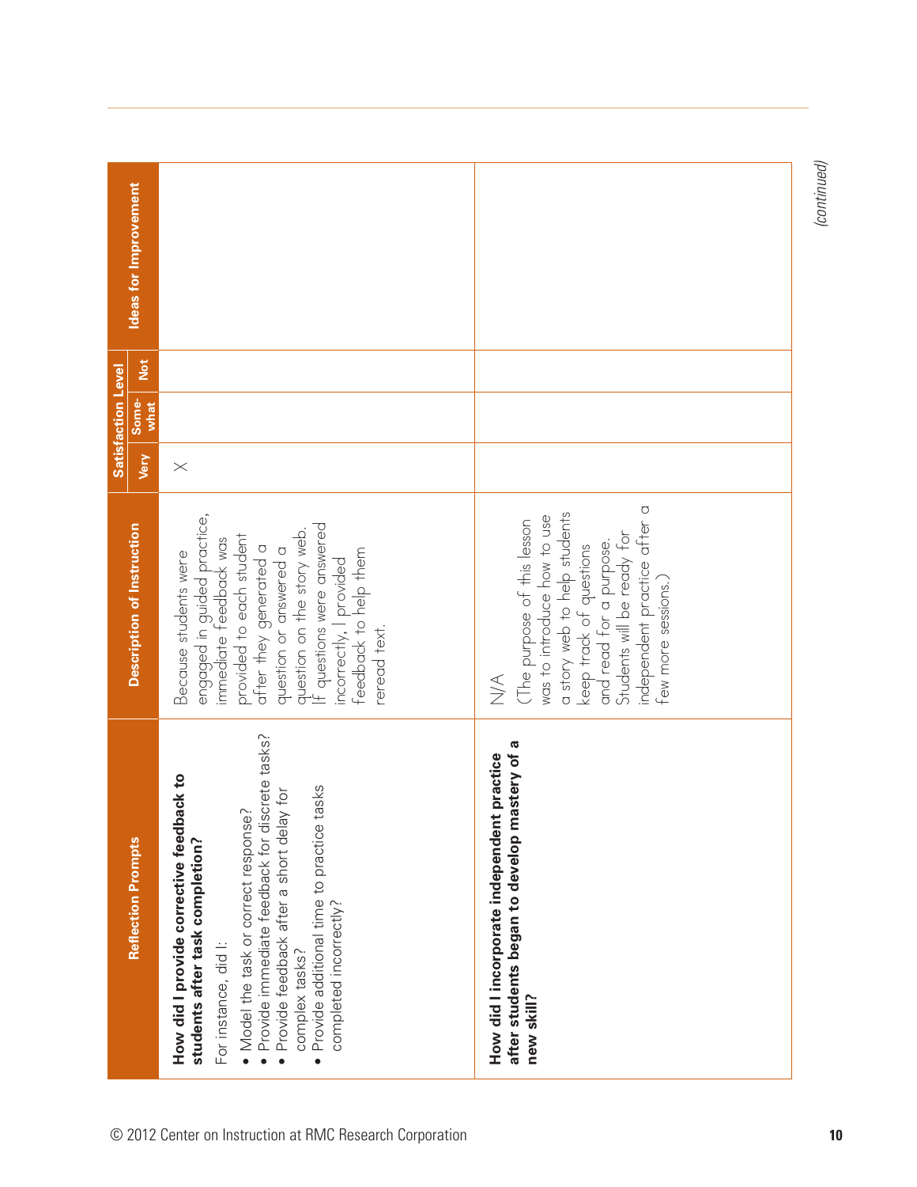| Reflection Prompts | Description of Instruction | Satisfaction Level | | | Ideas for Improvement |
|---|---|---|---|---|---|
| | | Very | Some-what | Not | |
| **How did I provide corrective feedback to students after task completion?**<br>For instance, did I:<br>• Model the task or correct response?<br>• Provide immediate feedback for discrete tasks?<br>• Provide feedback after a short delay for complex tasks?<br>• Provide additional time to practice tasks completed incorrectly? | Because students were engaged in guided practice, immediate feedback was provided to each student after they generated a question or answered a question on the story web. If questions were answered incorrectly, I provided feedback to help them reread text. | X | | | |
| **How did I incorporate independent practice after students began to develop mastery of a new skill?** | N/A<br>(The purpose of this lesson was to introduce how to use a story web to help students keep track of questions and read for a purpose. Students will be ready for independent practice after a few more sessions.) | | | | |

*(continued)*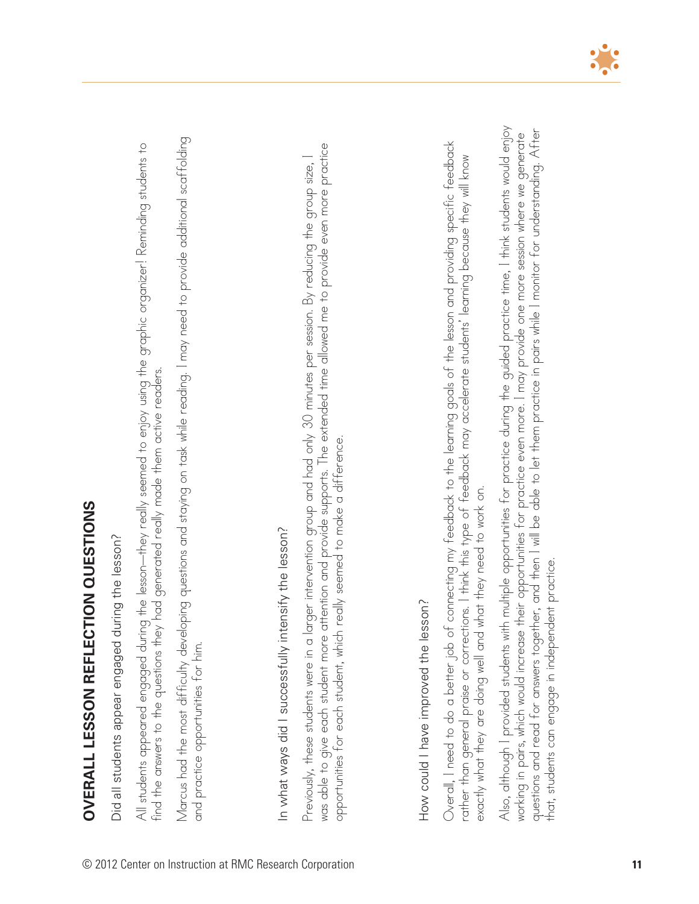# OVERALL LESSON REFLECTION QUESTIONS

Did all students appear engaged during the lesson?

All students appeared engaged during the lesson—they really seemed to enjoy using the graphic organizer! Reminding students to find the answers to the questions they had generated really made them active readers.

Marcus had the most difficulty developing questions and staying on task while reading. I may need to provide additional scaffolding and practice opportunities for him.

In what ways did I successfully intensify the lesson?

Previously, these students were in a larger intervention group and had only 30 minutes per session. By reducing the group size, I was able to give each student more attention and provide supports. The extended time allowed me to provide even more practice opportunities for each student, which really seemed to make a difference.

How could I have improved the lesson?

Overall, I need to do a better job of connecting my feedback to the learning goals of the lesson and providing specific feedback rather than general praise or corrections. I think this type of feedback may accelerate students' learning because they will know exactly what they are doing well and what they need to work on.

Also, although I provided students with multiple opportunities for practice during the guided practice time, I think students would enjoy working in pairs, which would increase their opportunities for practice even more. I may provide one more session where we generate questions and read for answers together, and then I will be able to let them practice in pairs while I monitor for understanding. After that, students can engage in independent practice.

© 2012 Center on Instruction at RMC Research Corporation